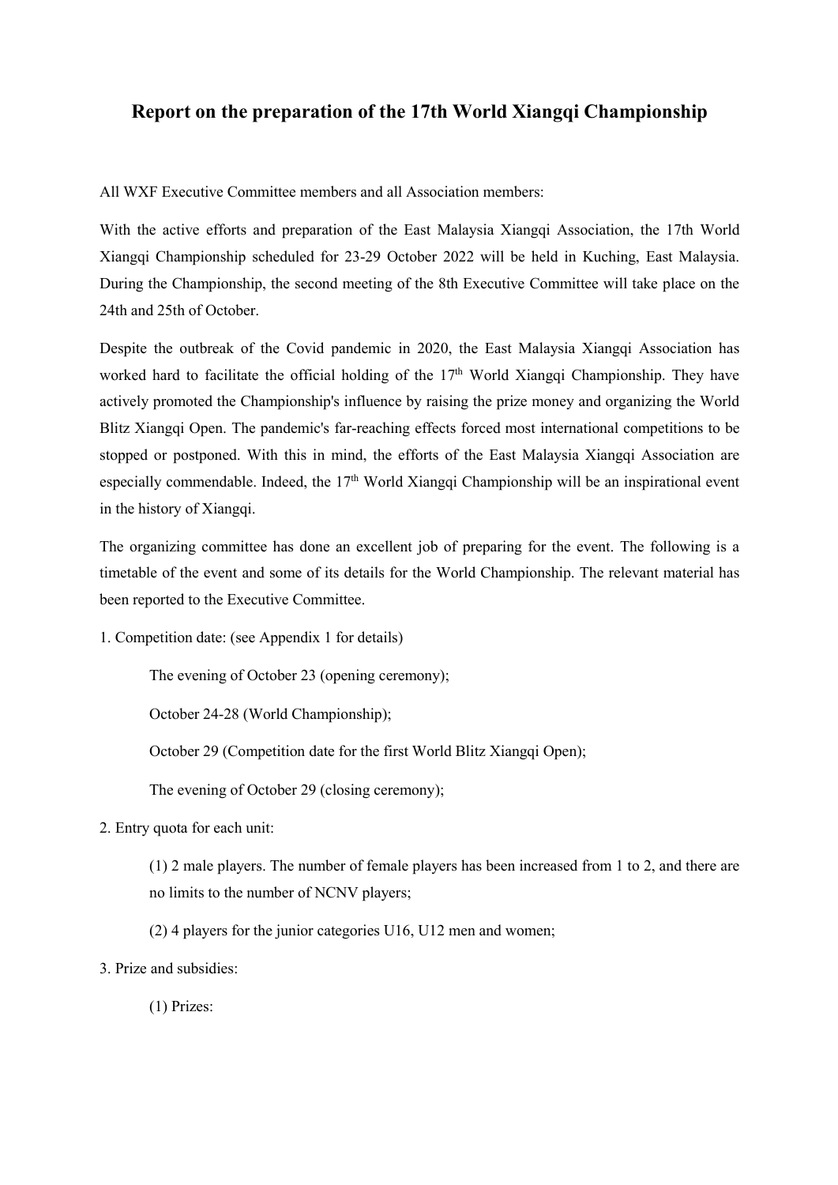# Report on the preparation of the 17th World Xiangqi Championship

All WXF Executive Committee members and all Association members:

With the active efforts and preparation of the East Malaysia Xiangqi Association, the 17th World Xiangqi Championship scheduled for 23-29 October 2022 will be held in Kuching, East Malaysia. During the Championship, the second meeting of the 8th Executive Committee will take place on the 24th and 25th of October.

Despite the outbreak of the Covid pandemic in 2020, the East Malaysia Xiangqi Association has worked hard to facilitate the official holding of the 17th World Xiangqi Championship. They have actively promoted the Championship's influence by raising the prize money and organizing the World Blitz Xiangqi Open. The pandemic's far-reaching effects forced most international competitions to be stopped or postponed. With this in mind, the efforts of the East Malaysia Xiangqi Association are especially commendable. Indeed, the 17th World Xiangqi Championship will be an inspirational event in the history of Xiangqi.

The organizing committee has done an excellent job of preparing for the event. The following is a timetable of the event and some of its details for the World Championship. The relevant material has been reported to the Executive Committee.

1. Competition date: (see Appendix 1 for details)

    The evening of October 23 (opening ceremony);

    October 24-28 (World Championship);

    October 29 (Competition date for the first World Blitz Xiangqi Open);

    The evening of October 29 (closing ceremony);

2. Entry quota for each unit:

    (1) 2 male players. The number of female players has been increased from 1 to 2, and there are no limits to the number of NCNV players;

    (2) 4 players for the junior categories U16, U12 men and women;

3. Prize and subsidies:

    (1) Prizes: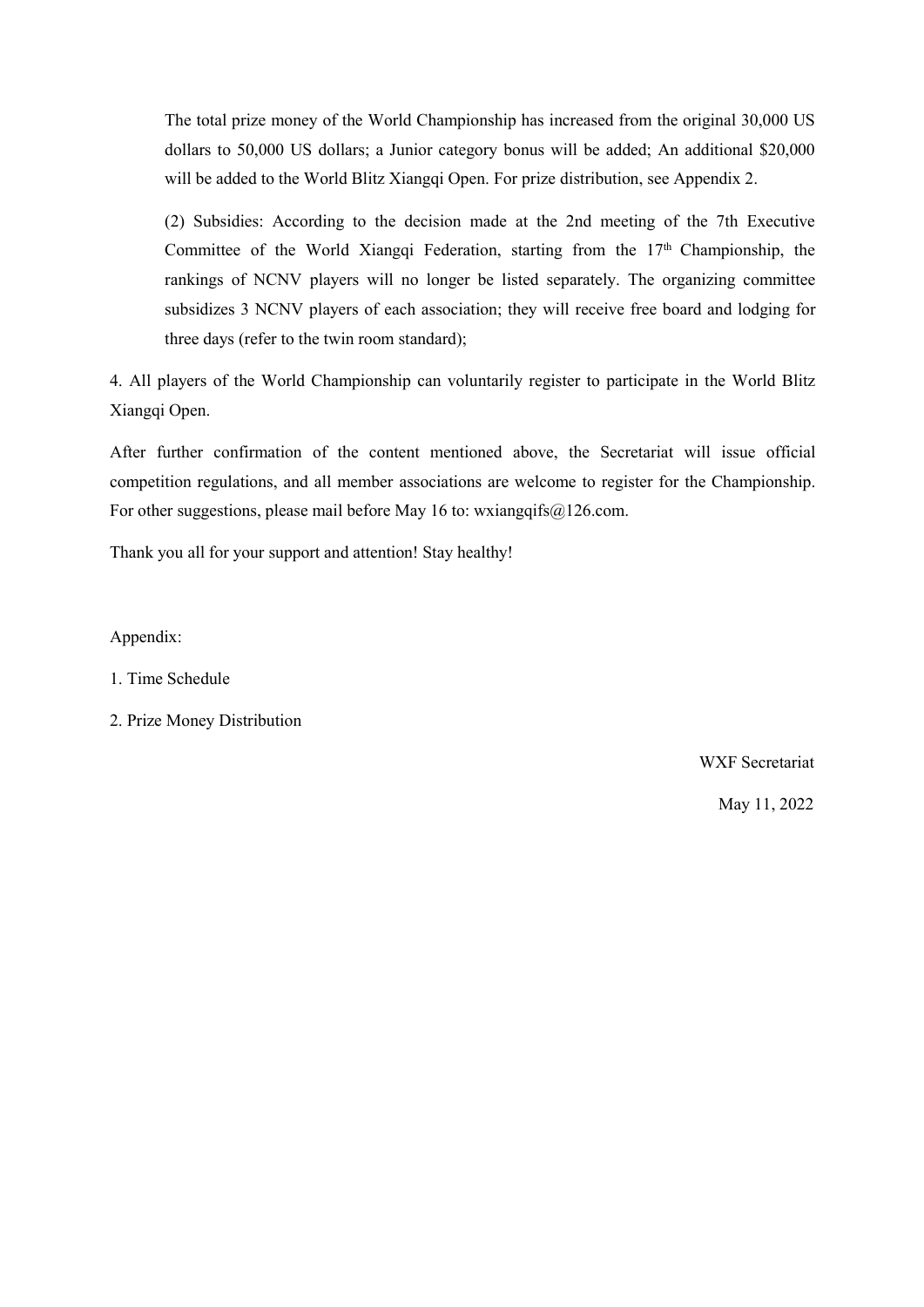The total prize money of the World Championship has increased from the original 30,000 US dollars to 50,000 US dollars; a Junior category bonus will be added; An additional $20,000 will be added to the World Blitz Xiangqi Open. For prize distribution, see Appendix 2.

(2) Subsidies: According to the decision made at the 2nd meeting of the 7th Executive Committee of the World Xiangqi Federation, starting from the 17th Championship, the rankings of NCNV players will no longer be listed separately. The organizing committee subsidizes 3 NCNV players of each association; they will receive free board and lodging for three days (refer to the twin room standard);

4. All players of the World Championship can voluntarily register to participate in the World Blitz Xiangqi Open.

After further confirmation of the content mentioned above, the Secretariat will issue official competition regulations, and all member associations are welcome to register for the Championship. For other suggestions, please mail before May 16 to: wxiangqifs@126.com.

Thank you all for your support and attention! Stay healthy!

Appendix:

1. Time Schedule

2. Prize Money Distribution

WXF Secretariat

May 11, 2022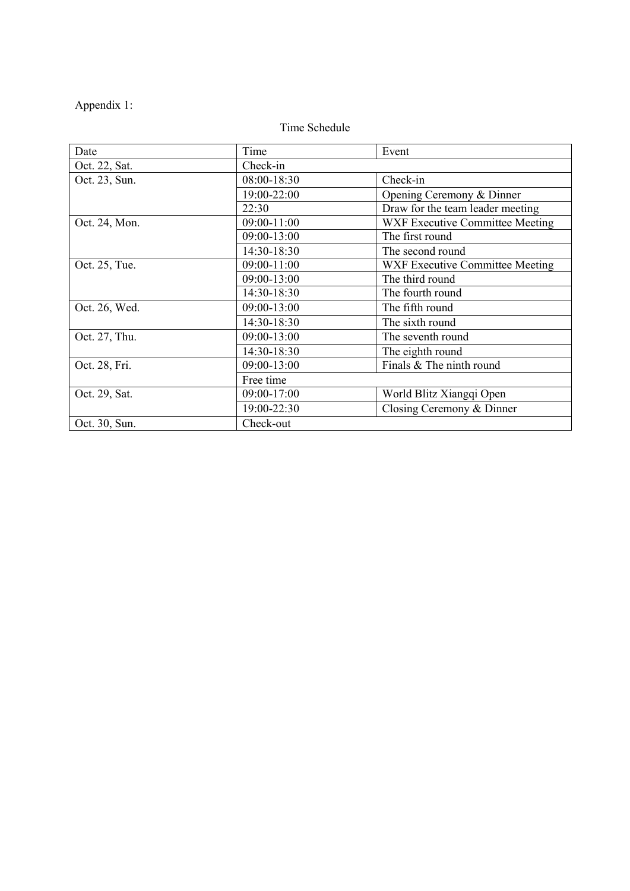Appendix 1:

Time Schedule

| Date | Time | Event |
|---|---|---|
| Oct. 22, Sat. | Check-in | |
| Oct. 23, Sun. | 08:00-18:30 | Check-in |
| | 19:00-22:00 | Opening Ceremony & Dinner |
| | 22:30 | Draw for the team leader meeting |
| Oct. 24, Mon. | 09:00-11:00 | WXF Executive Committee Meeting |
| | 09:00-13:00 | The first round |
| | 14:30-18:30 | The second round |
| Oct. 25, Tue. | 09:00-11:00 | WXF Executive Committee Meeting |
| | 09:00-13:00 | The third round |
| | 14:30-18:30 | The fourth round |
| Oct. 26, Wed. | 09:00-13:00 | The fifth round |
| | 14:30-18:30 | The sixth round |
| Oct. 27, Thu. | 09:00-13:00 | The seventh round |
| | 14:30-18:30 | The eighth round |
| Oct. 28, Fri. | 09:00-13:00 | Finals & The ninth round |
| | Free time | |
| Oct. 29, Sat. | 09:00-17:00 | World Blitz Xiangqi Open |
| | 19:00-22:30 | Closing Ceremony & Dinner |
| Oct. 30, Sun. | Check-out | |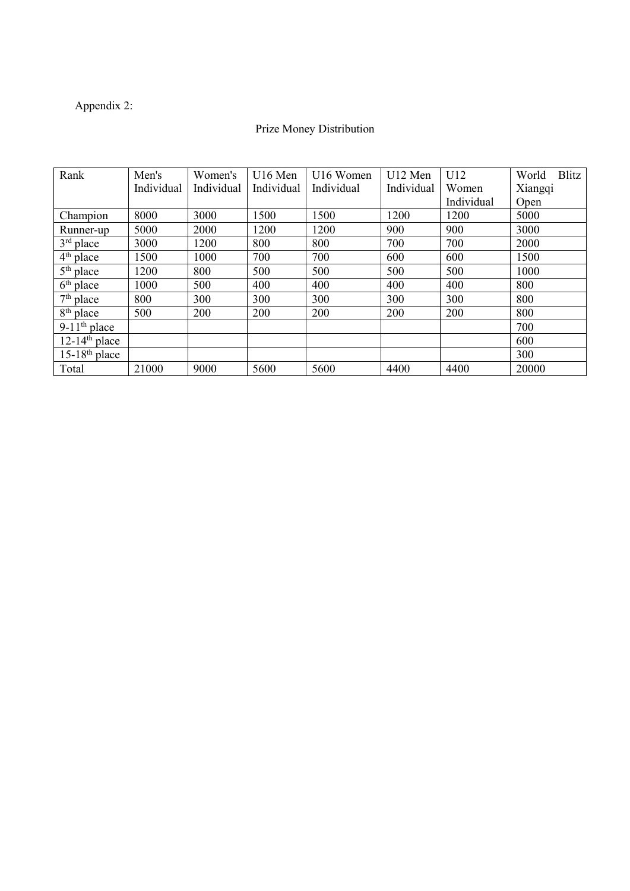Appendix 2:

## Prize Money Distribution

| Rank | Men's Individual | Women's Individual | U16 Men Individual | U16 Women Individual | U12 Men Individual | U12 Women Individual | World Blitz Xiangqi Open |
|---|---|---|---|---|---|---|---|
| Champion | 8000 | 3000 | 1500 | 1500 | 1200 | 1200 | 5000 |
| Runner-up | 5000 | 2000 | 1200 | 1200 | 900 | 900 | 3000 |
| 3rd place | 3000 | 1200 | 800 | 800 | 700 | 700 | 2000 |
| 4th place | 1500 | 1000 | 700 | 700 | 600 | 600 | 1500 |
| 5th place | 1200 | 800 | 500 | 500 | 500 | 500 | 1000 |
| 6th place | 1000 | 500 | 400 | 400 | 400 | 400 | 800 |
| 7th place | 800 | 300 | 300 | 300 | 300 | 300 | 800 |
| 8th place | 500 | 200 | 200 | 200 | 200 | 200 | 800 |
| 9-11th place | | | | | | | 700 |
| 12-14th place | | | | | | | 600 |
| 15-18th place | | | | | | | 300 |
| Total | 21000 | 9000 | 5600 | 5600 | 4400 | 4400 | 20000 |